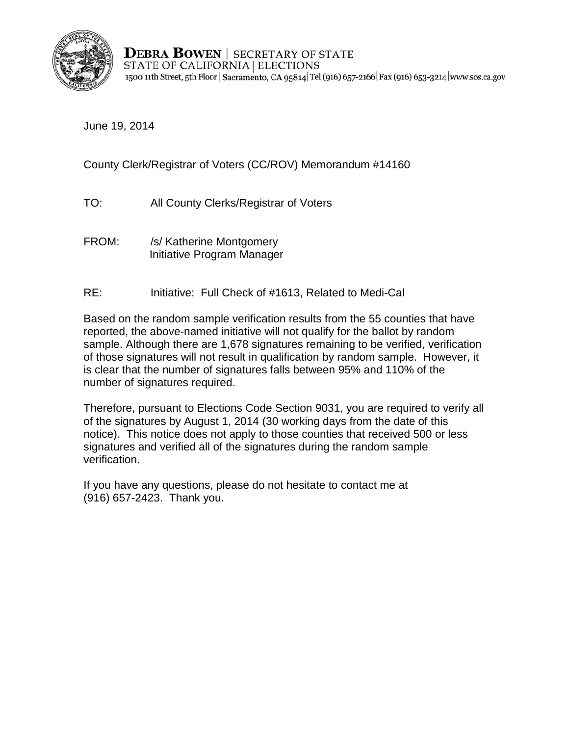**DEBRA BOWEN** | SECRETARY OF STATE
STATE OF CALIFORNIA | ELECTIONS
1500 11th Street, 5th Floor | Sacramento, CA 95814 | Tel (916) 657-2166 | Fax (916) 653-3214 | www.sos.ca.gov

June 19, 2014

County Clerk/Registrar of Voters (CC/ROV) Memorandum #14160

TO: All County Clerks/Registrar of Voters

FROM: /s/ Katherine Montgomery
Initiative Program Manager

RE: Initiative: Full Check of #1613, Related to Medi-Cal

Based on the random sample verification results from the 55 counties that have reported, the above-named initiative will not qualify for the ballot by random sample. Although there are 1,678 signatures remaining to be verified, verification of those signatures will not result in qualification by random sample. However, it is clear that the number of signatures falls between 95% and 110% of the number of signatures required.

Therefore, pursuant to Elections Code Section 9031, you are required to verify all of the signatures by August 1, 2014 (30 working days from the date of this notice). This notice does not apply to those counties that received 500 or less signatures and verified all of the signatures during the random sample verification.

If you have any questions, please do not hesitate to contact me at (916) 657-2423. Thank you.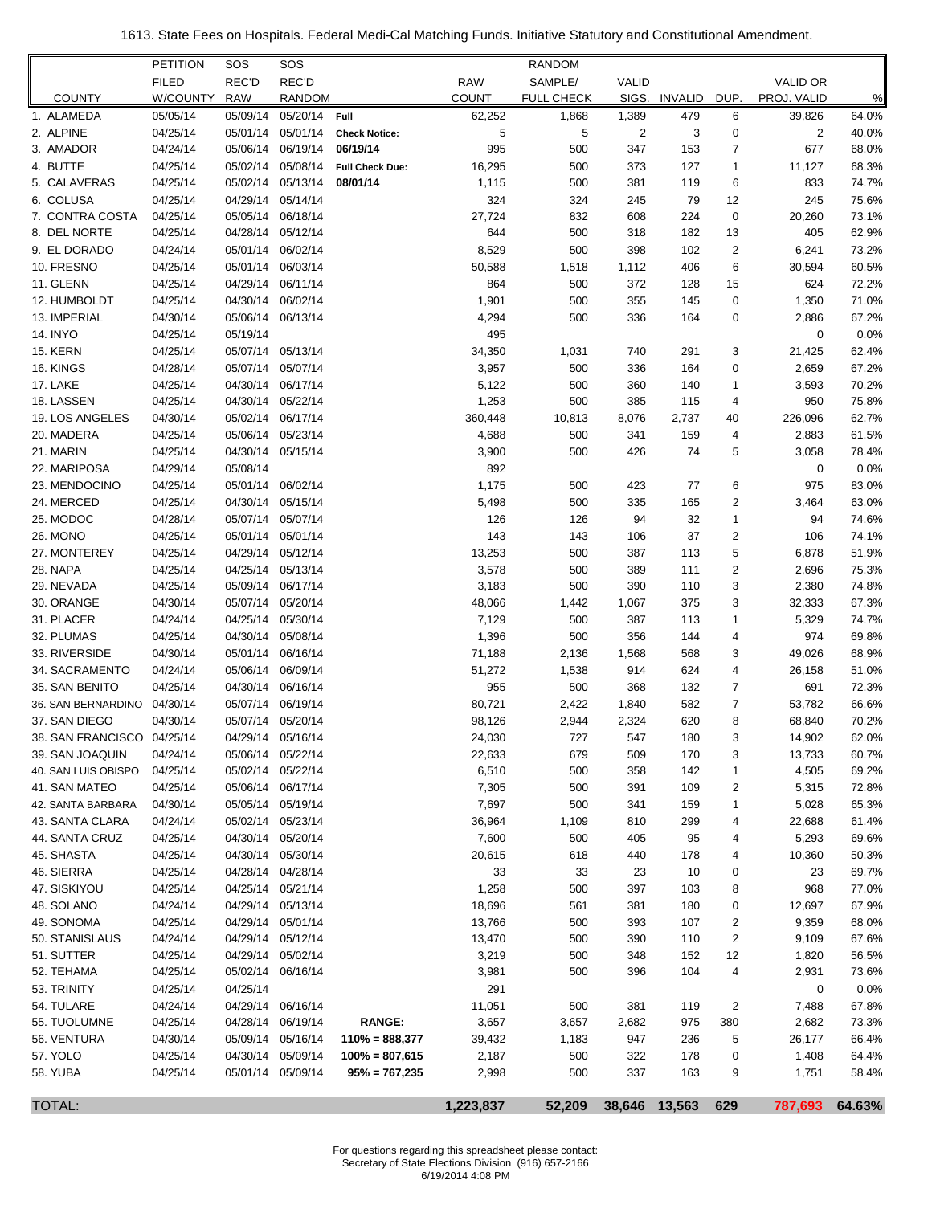1613. State Fees on Hospitals. Federal Medi-Cal Matching Funds. Initiative Statutory and Constitutional Amendment.

| COUNTY | PETITION FILED W/COUNTY | SOS REC'D RAW | SOS REC'D RANDOM | | RAW COUNT | RANDOM SAMPLE/ FULL CHECK | VALID SIGS. | INVALID | DUP. | VALID OR PROJ. VALID | % |
|---|---|---|---|---|---|---|---|---|---|---|---|
| 1. ALAMEDA | 05/05/14 | 05/09/14 | 05/20/14 | **Full** | 62,252 | 1,868 | 1,389 | 479 | 6 | 39,826 | 64.0% |
| 2. ALPINE | 04/25/14 | 05/01/14 | 05/01/14 | **Check Notice:** | 5 | 5 | 2 | 3 | 0 | 2 | 40.0% |
| 3. AMADOR | 04/24/14 | 05/06/14 | 06/19/14 | **06/19/14** | 995 | 500 | 347 | 153 | 7 | 677 | 68.0% |
| 4. BUTTE | 04/25/14 | 05/02/14 | 05/08/14 | **Full Check Due:** | 16,295 | 500 | 373 | 127 | 1 | 11,127 | 68.3% |
| 5. CALAVERAS | 04/25/14 | 05/02/14 | 05/13/14 | **08/01/14** | 1,115 | 500 | 381 | 119 | 6 | 833 | 74.7% |
| 6. COLUSA | 04/25/14 | 04/29/14 | 05/14/14 | | 324 | 324 | 245 | 79 | 12 | 245 | 75.6% |
| 7. CONTRA COSTA | 04/25/14 | 05/05/14 | 06/18/14 | | 27,724 | 832 | 608 | 224 | 0 | 20,260 | 73.1% |
| 8. DEL NORTE | 04/25/14 | 04/28/14 | 05/12/14 | | 644 | 500 | 318 | 182 | 13 | 405 | 62.9% |
| 9. EL DORADO | 04/24/14 | 05/01/14 | 06/02/14 | | 8,529 | 500 | 398 | 102 | 2 | 6,241 | 73.2% |
| 10. FRESNO | 04/25/14 | 05/01/14 | 06/03/14 | | 50,588 | 1,518 | 1,112 | 406 | 6 | 30,594 | 60.5% |
| 11. GLENN | 04/25/14 | 04/29/14 | 06/11/14 | | 864 | 500 | 372 | 128 | 15 | 624 | 72.2% |
| 12. HUMBOLDT | 04/25/14 | 04/30/14 | 06/02/14 | | 1,901 | 500 | 355 | 145 | 0 | 1,350 | 71.0% |
| 13. IMPERIAL | 04/30/14 | 05/06/14 | 06/13/14 | | 4,294 | 500 | 336 | 164 | 0 | 2,886 | 67.2% |
| 14. INYO | 04/25/14 | 05/19/14 | | | 495 | | | | | 0 | 0.0% |
| 15. KERN | 04/25/14 | 05/07/14 | 05/13/14 | | 34,350 | 1,031 | 740 | 291 | 3 | 21,425 | 62.4% |
| 16. KINGS | 04/28/14 | 05/07/14 | 05/07/14 | | 3,957 | 500 | 336 | 164 | 0 | 2,659 | 67.2% |
| 17. LAKE | 04/25/14 | 04/30/14 | 06/17/14 | | 5,122 | 500 | 360 | 140 | 1 | 3,593 | 70.2% |
| 18. LASSEN | 04/25/14 | 04/30/14 | 05/22/14 | | 1,253 | 500 | 385 | 115 | 4 | 950 | 75.8% |
| 19. LOS ANGELES | 04/30/14 | 05/02/14 | 06/17/14 | | 360,448 | 10,813 | 8,076 | 2,737 | 40 | 226,096 | 62.7% |
| 20. MADERA | 04/25/14 | 05/06/14 | 05/23/14 | | 4,688 | 500 | 341 | 159 | 4 | 2,883 | 61.5% |
| 21. MARIN | 04/25/14 | 04/30/14 | 05/15/14 | | 3,900 | 500 | 426 | 74 | 5 | 3,058 | 78.4% |
| 22. MARIPOSA | 04/29/14 | 05/08/14 | | | 892 | | | | | 0 | 0.0% |
| 23. MENDOCINO | 04/25/14 | 05/01/14 | 06/02/14 | | 1,175 | 500 | 423 | 77 | 6 | 975 | 83.0% |
| 24. MERCED | 04/25/14 | 04/30/14 | 05/15/14 | | 5,498 | 500 | 335 | 165 | 2 | 3,464 | 63.0% |
| 25. MODOC | 04/28/14 | 05/07/14 | 05/07/14 | | 126 | 126 | 94 | 32 | 1 | 94 | 74.6% |
| 26. MONO | 04/25/14 | 05/01/14 | 05/01/14 | | 143 | 143 | 106 | 37 | 2 | 106 | 74.1% |
| 27. MONTEREY | 04/25/14 | 04/29/14 | 05/12/14 | | 13,253 | 500 | 387 | 113 | 5 | 6,878 | 51.9% |
| 28. NAPA | 04/25/14 | 04/25/14 | 05/13/14 | | 3,578 | 500 | 389 | 111 | 2 | 2,696 | 75.3% |
| 29. NEVADA | 04/25/14 | 05/09/14 | 06/17/14 | | 3,183 | 500 | 390 | 110 | 3 | 2,380 | 74.8% |
| 30. ORANGE | 04/30/14 | 05/07/14 | 05/20/14 | | 48,066 | 1,442 | 1,067 | 375 | 3 | 32,333 | 67.3% |
| 31. PLACER | 04/24/14 | 04/25/14 | 05/30/14 | | 7,129 | 500 | 387 | 113 | 1 | 5,329 | 74.7% |
| 32. PLUMAS | 04/25/14 | 04/30/14 | 05/08/14 | | 1,396 | 500 | 356 | 144 | 4 | 974 | 69.8% |
| 33. RIVERSIDE | 04/30/14 | 05/01/14 | 06/16/14 | | 71,188 | 2,136 | 1,568 | 568 | 3 | 49,026 | 68.9% |
| 34. SACRAMENTO | 04/24/14 | 05/06/14 | 06/09/14 | | 51,272 | 1,538 | 914 | 624 | 4 | 26,158 | 51.0% |
| 35. SAN BENITO | 04/25/14 | 04/30/14 | 06/16/14 | | 955 | 500 | 368 | 132 | 7 | 691 | 72.3% |
| 36. SAN BERNARDINO | 04/30/14 | 05/07/14 | 06/19/14 | | 80,721 | 2,422 | 1,840 | 582 | 7 | 53,782 | 66.6% |
| 37. SAN DIEGO | 04/30/14 | 05/07/14 | 05/20/14 | | 98,126 | 2,944 | 2,324 | 620 | 8 | 68,840 | 70.2% |
| 38. SAN FRANCISCO | 04/25/14 | 04/29/14 | 05/16/14 | | 24,030 | 727 | 547 | 180 | 3 | 14,902 | 62.0% |
| 39. SAN JOAQUIN | 04/24/14 | 05/06/14 | 05/22/14 | | 22,633 | 679 | 509 | 170 | 3 | 13,733 | 60.7% |
| 40. SAN LUIS OBISPO | 04/25/14 | 05/02/14 | 05/22/14 | | 6,510 | 500 | 358 | 142 | 1 | 4,505 | 69.2% |
| 41. SAN MATEO | 04/25/14 | 05/06/14 | 06/17/14 | | 7,305 | 500 | 391 | 109 | 2 | 5,315 | 72.8% |
| 42. SANTA BARBARA | 04/30/14 | 05/05/14 | 05/19/14 | | 7,697 | 500 | 341 | 159 | 1 | 5,028 | 65.3% |
| 43. SANTA CLARA | 04/24/14 | 05/02/14 | 05/23/14 | | 36,964 | 1,109 | 810 | 299 | 4 | 22,688 | 61.4% |
| 44. SANTA CRUZ | 04/25/14 | 04/30/14 | 05/20/14 | | 7,600 | 500 | 405 | 95 | 4 | 5,293 | 69.6% |
| 45. SHASTA | 04/25/14 | 04/30/14 | 05/30/14 | | 20,615 | 618 | 440 | 178 | 4 | 10,360 | 50.3% |
| 46. SIERRA | 04/25/14 | 04/28/14 | 04/28/14 | | 33 | 33 | 23 | 10 | 0 | 23 | 69.7% |
| 47. SISKIYOU | 04/25/14 | 04/25/14 | 05/21/14 | | 1,258 | 500 | 397 | 103 | 8 | 968 | 77.0% |
| 48. SOLANO | 04/24/14 | 04/29/14 | 05/13/14 | | 18,696 | 561 | 381 | 180 | 0 | 12,697 | 67.9% |
| 49. SONOMA | 04/25/14 | 04/29/14 | 05/01/14 | | 13,766 | 500 | 393 | 107 | 2 | 9,359 | 68.0% |
| 50. STANISLAUS | 04/24/14 | 04/29/14 | 05/12/14 | | 13,470 | 500 | 390 | 110 | 2 | 9,109 | 67.6% |
| 51. SUTTER | 04/25/14 | 04/29/14 | 05/02/14 | | 3,219 | 500 | 348 | 152 | 12 | 1,820 | 56.5% |
| 52. TEHAMA | 04/25/14 | 05/02/14 | 06/16/14 | | 3,981 | 500 | 396 | 104 | 4 | 2,931 | 73.6% |
| 53. TRINITY | 04/25/14 | 04/25/14 | | | 291 | | | | | 0 | 0.0% |
| 54. TULARE | 04/24/14 | 04/29/14 | 06/16/14 | | 11,051 | 500 | 381 | 119 | 2 | 7,488 | 67.8% |
| 55. TUOLUMNE | 04/25/14 | 04/28/14 | 06/19/14 | **RANGE:** | 3,657 | 3,657 | 2,682 | 975 | 380 | 2,682 | 73.3% |
| 56. VENTURA | 04/30/14 | 05/09/14 | 05/16/14 | **110% = 888,377** | 39,432 | 1,183 | 947 | 236 | 5 | 26,177 | 66.4% |
| 57. YOLO | 04/25/14 | 04/30/14 | 05/09/14 | **100% = 807,615** | 2,187 | 500 | 322 | 178 | 0 | 1,408 | 64.4% |
| 58. YUBA | 04/25/14 | 05/01/14 | 05/09/14 | **95% = 767,235** | 2,998 | 500 | 337 | 163 | 9 | 1,751 | 58.4% |
| TOTAL: | | | | | **1,223,837** | **52,209** | **38,646** | **13,563** | **629** | **787,693** | **64.63%** |

For questions regarding this spreadsheet please contact:
Secretary of State Elections Division (916) 657-2166
6/19/2014 4:08 PM